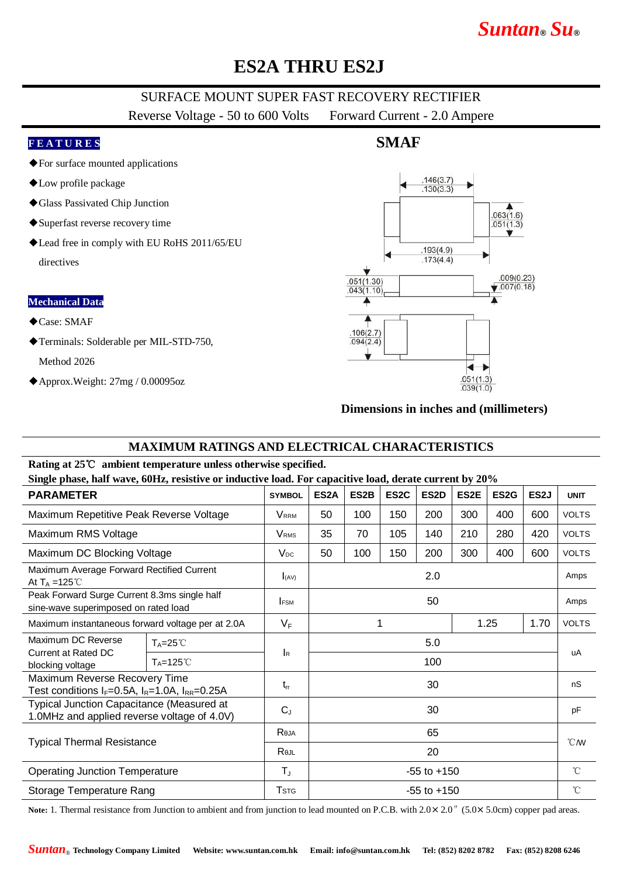# ES2A THRU ES2J

## SURFACE MOUNT SUPER FAST RECOVERY RECTIFIER

Reverse Voltage - 50 to 600 Volts     Forward Current - 2.0 Ampere

### FEATURES

- ◆For surface mounted applications
- ◆Low profile package
- ◆Glass Passivated Chip Junction
- ◆Superfast reverse recovery time
- ◆Lead free in comply with EU RoHS 2011/65/EU directives

### Mechanical Data

- ◆Case: SMAF
- ◆Terminals: Solderable per MIL-STD-750, Method 2026
- ◆Approx.Weight: 27mg / 0.00095oz

### SMAF

.146(3.7)
.130(3.3)
.063(1.6)
.051(1.3)
.193(4.9)
.173(4.4)
.051(1.30)
.043(1.10)
.009(0.23)
.007(0.18)
.106(2.7)
.094(2.4)
.051(1.3)
.039(1.0)

**Dimensions in inches and (millimeters)**

## MAXIMUM RATINGS AND ELECTRICAL CHARACTERISTICS

**Rating at 25℃ ambient temperature unless otherwise specified.**
**Single phase, half wave, 60Hz, resistive or inductive load. For capacitive load, derate current by 20%**

| PARAMETER | | SYMBOL | ES2A | ES2B | ES2C | ES2D | ES2E | ES2G | ES2J | UNIT |
|---|---|---|---|---|---|---|---|---|---|---|
| Maximum Repetitive Peak Reverse Voltage | | $V_{RRM}$ | 50 | 100 | 150 | 200 | 300 | 400 | 600 | VOLTS |
| Maximum RMS Voltage | | $V_{RMS}$ | 35 | 70 | 105 | 140 | 210 | 280 | 420 | VOLTS |
| Maximum DC Blocking Voltage | | $V_{DC}$ | 50 | 100 | 150 | 200 | 300 | 400 | 600 | VOLTS |
| Maximum Average Forward Rectified Current At $T_A$ =125℃ | | $I_{(AV)}$ | 2.0 | | | | | | | Amps |
| Peak Forward Surge Current 8.3ms single half sine-wave superimposed on rated load | | $I_{FSM}$ | 50 | | | | | | | Amps |
| Maximum instantaneous forward voltage per at 2.0A | | $V_F$ | 1 | | | | 1.25 | | 1.70 | VOLTS |
| Maximum DC Reverse Current at Rated DC blocking voltage | $T_A$=25℃ | $I_R$ | 5.0 | | | | | | | uA |
| | $T_A$=125℃ | | 100 | | | | | | | |
| Maximum Reverse Recovery Time Test conditions $I_F$=0.5A, $I_R$=1.0A, $I_{RR}$=0.25A | | $t_{rr}$ | 30 | | | | | | | nS |
| Typical Junction Capacitance (Measured at 1.0MHz and applied reverse voltage of 4.0V) | | $C_J$ | 30 | | | | | | | pF |
| Typical Thermal Resistance | | $R_{θJA}$ | 65 | | | | | | | ℃/W |
| | | $R_{θJL}$ | 20 | | | | | | | |
| Operating Junction Temperature | | $T_J$ | -55 to +150 | | | | | | | ℃ |
| Storage Temperature Rang | | $T_{STG}$ | -55 to +150 | | | | | | | ℃ |

**Note:** 1. Thermal resistance from Junction to ambient and from junction to lead mounted on P.C.B. with 2.0× 2.0″ (5.0× 5.0cm) copper pad areas.

**Suntan® Technology Company Limited  Website: www.suntan.com.hk  Email: info@suntan.com.hk  Tel: (852) 8202 8782  Fax: (852) 8208 6246**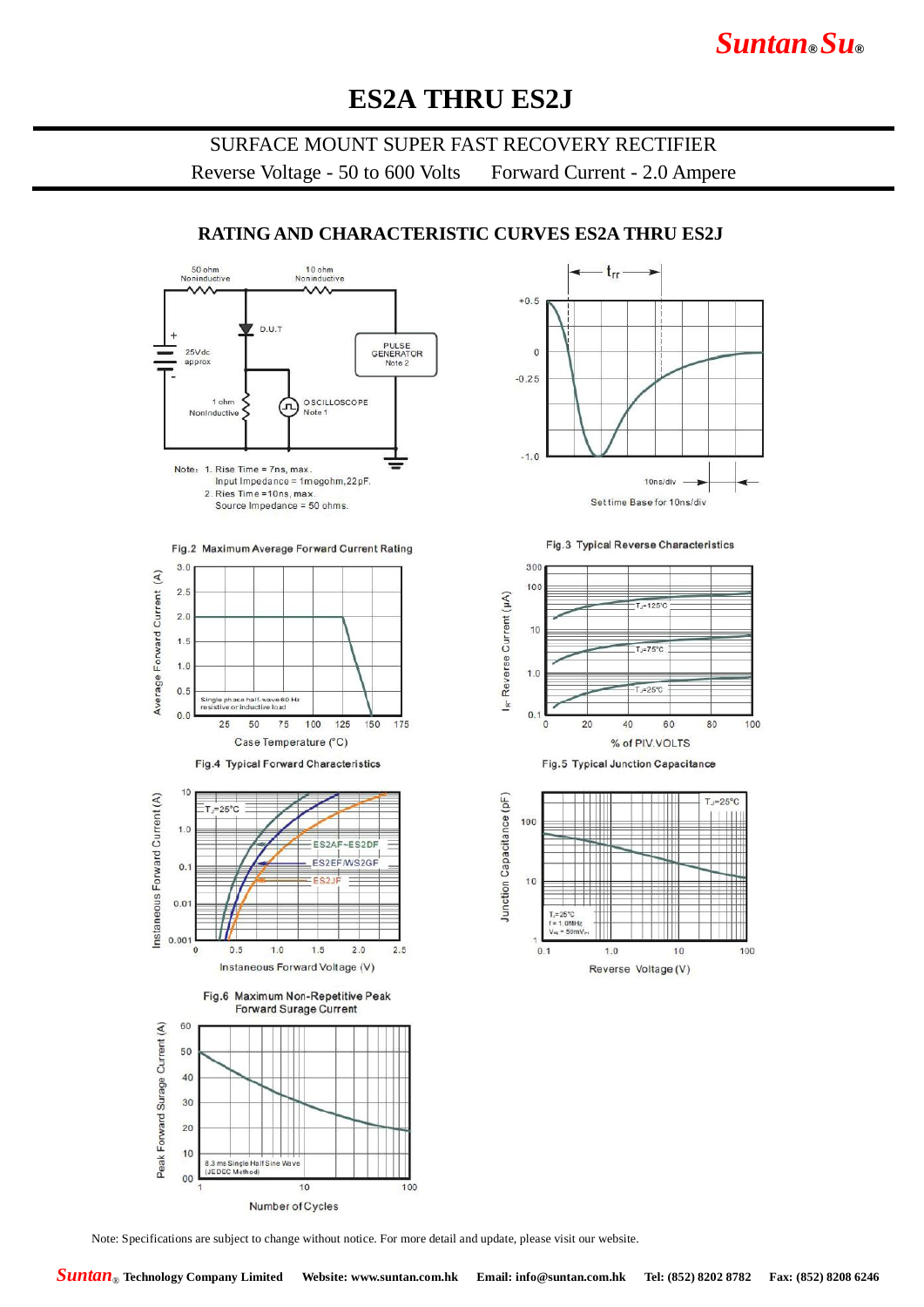# ES2A THRU ES2J

SURFACE MOUNT SUPER FAST RECOVERY RECTIFIER

Reverse Voltage - 50 to 600 Volts Forward Current - 2.0 Ampere

## RATING AND CHARACTERISTIC CURVES ES2A THRU ES2J

50 ohm Noninductive
10 ohm Noninductive
D.U.T
25Vdc approx
PULSE GENERATOR Note 2
1 ohm Noninductive
OSCILLOSCOPE Note 1

Note: 1. Rise Time = 7ns, max. Input Impedance = 1megohm,22pF.
2. Ries Time =10ns, max. Source Impedance = 50 ohms.

$t_{rr}$
+0.5
0
-0.25
-1.0
10ns/div
Settime Base for 10ns/div

Fig.2 Maximum Average Forward Current Rating

Average Forward Current (A)
3.0
2.5
2.0
1.5
1.0
0.5
0.0
25 50 75 100 125 150 175
Single phase half-wave 60 Hz resistive or inductive load
Case Temperature (°C)

Fig.3 Typical Reverse Characteristics

$I_R$- Reverse Current (μA)
300
100
10
1.0
0.1
0 20 40 60 80 100
$T_J$=125°C
$T_J$=75°C
$T_J$=25°C
% of PIV.VOLTS

Fig.4 Typical Forward Characteristics

Instaneous Forward Current (A)
10
1.0
0.1
0.01
0.001
0 0.5 1.0 1.5 2.0 2.5
$T_J$=25°C
ES2AF~ES2DF
ES2EF/WS2GF
ES2JF
Instaneous Forward Voltage (V)

Fig.5 Typical Junction Capacitance

Junction Capacitance (pF)
100
10
1
0.1 1.0 10 100
$T_J$=25°C
$T_J$=25°C
f = 1.0MHz
$V_{sig}$ = 50mV$_{P-P}$
Reverse Voltage (V)

Fig.6 Maximum Non-Repetitive Peak Forward Surge Current

Peak Forward Surge Current (A)
60
50
40
30
20
10
00
1 10 100
8.3 ms Single Half Sine Wave (JEDEC Method)
Number of Cycles

Note: Specifications are subject to change without notice. For more detail and update, please visit our website.